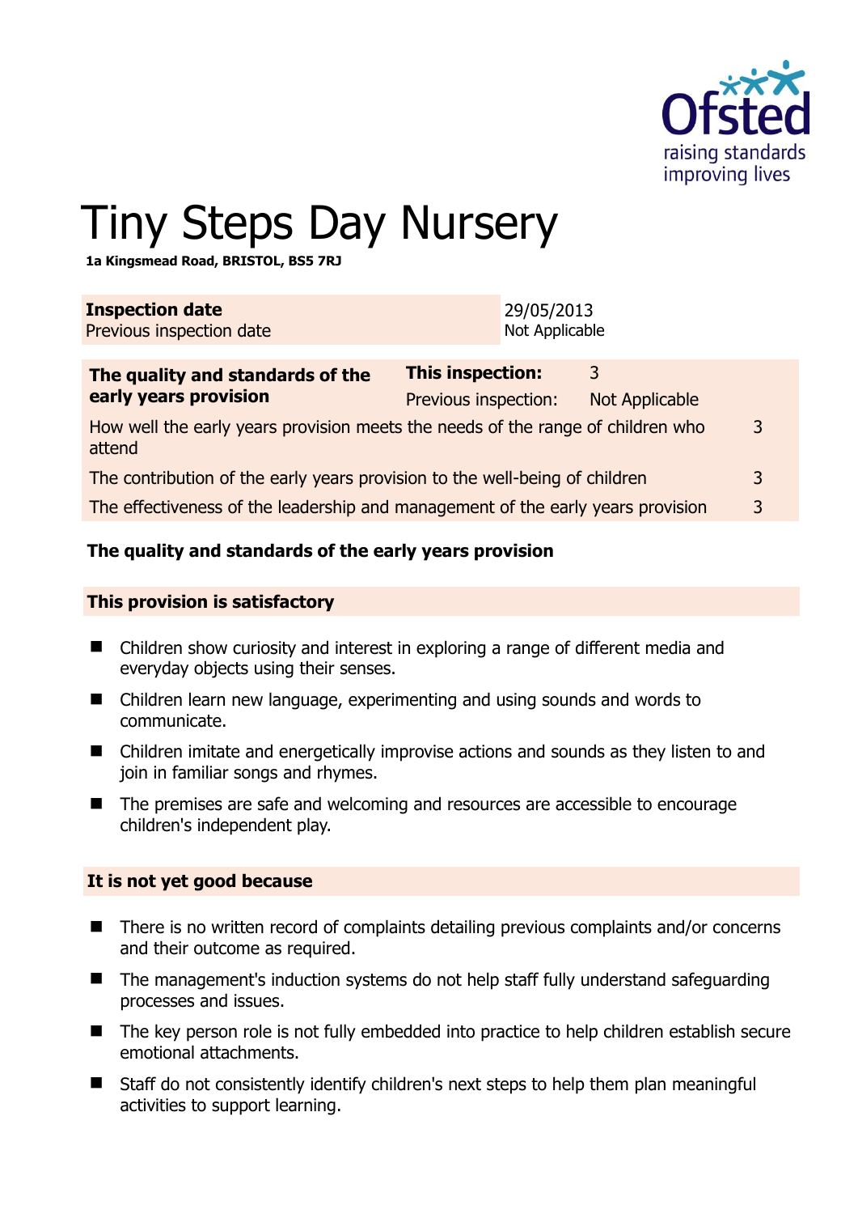Ofsted
raising standards
improving lives

# Tiny Steps Day Nursery

**1a Kingsmead Road, BRISTOL, BS5 7RJ**

| **Inspection date** | 29/05/2013 |
| --- | --- |
| Previous inspection date | Not Applicable |

| **The quality and standards of the early years provision** | **This inspection:** | 3 |
| --- | --- | --- |
| | Previous inspection: | Not Applicable |
| How well the early years provision meets the needs of the range of children who attend | | 3 |
| The contribution of the early years provision to the well-being of children | | 3 |
| The effectiveness of the leadership and management of the early years provision | | 3 |

## The quality and standards of the early years provision

### This provision is satisfactory

- Children show curiosity and interest in exploring a range of different media and everyday objects using their senses.
- Children learn new language, experimenting and using sounds and words to communicate.
- Children imitate and energetically improvise actions and sounds as they listen to and join in familiar songs and rhymes.
- The premises are safe and welcoming and resources are accessible to encourage children's independent play.

### It is not yet good because

- There is no written record of complaints detailing previous complaints and/or concerns and their outcome as required.
- The management's induction systems do not help staff fully understand safeguarding processes and issues.
- The key person role is not fully embedded into practice to help children establish secure emotional attachments.
- Staff do not consistently identify children's next steps to help them plan meaningful activities to support learning.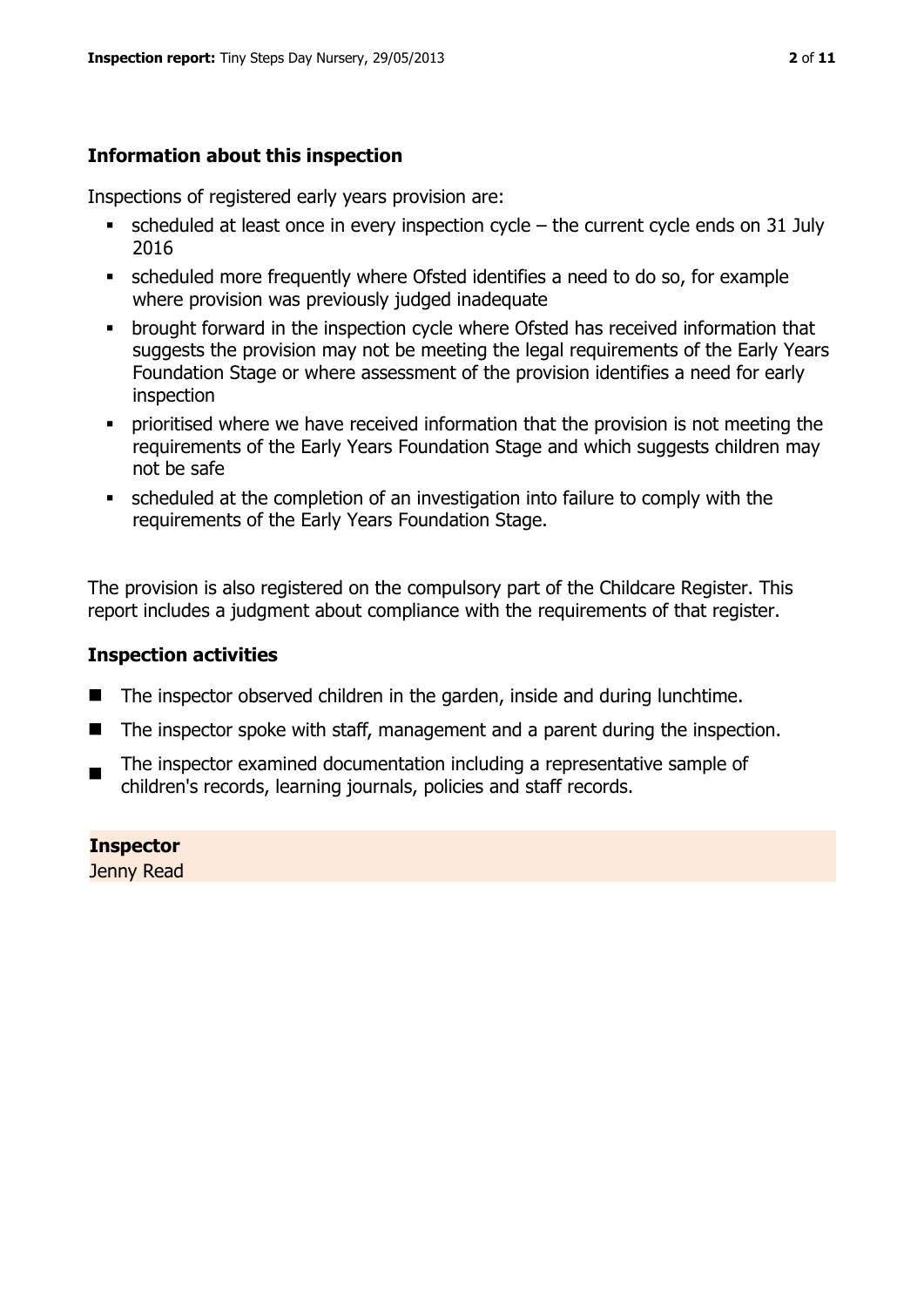## Information about this inspection

Inspections of registered early years provision are:

- scheduled at least once in every inspection cycle – the current cycle ends on 31 July 2016
- scheduled more frequently where Ofsted identifies a need to do so, for example where provision was previously judged inadequate
- brought forward in the inspection cycle where Ofsted has received information that suggests the provision may not be meeting the legal requirements of the Early Years Foundation Stage or where assessment of the provision identifies a need for early inspection
- prioritised where we have received information that the provision is not meeting the requirements of the Early Years Foundation Stage and which suggests children may not be safe
- scheduled at the completion of an investigation into failure to comply with the requirements of the Early Years Foundation Stage.

The provision is also registered on the compulsory part of the Childcare Register. This report includes a judgment about compliance with the requirements of that register.

## Inspection activities

- The inspector observed children in the garden, inside and during lunchtime.
- The inspector spoke with staff, management and a parent during the inspection.
- The inspector examined documentation including a representative sample of children's records, learning journals, policies and staff records.

**Inspector**
Jenny Read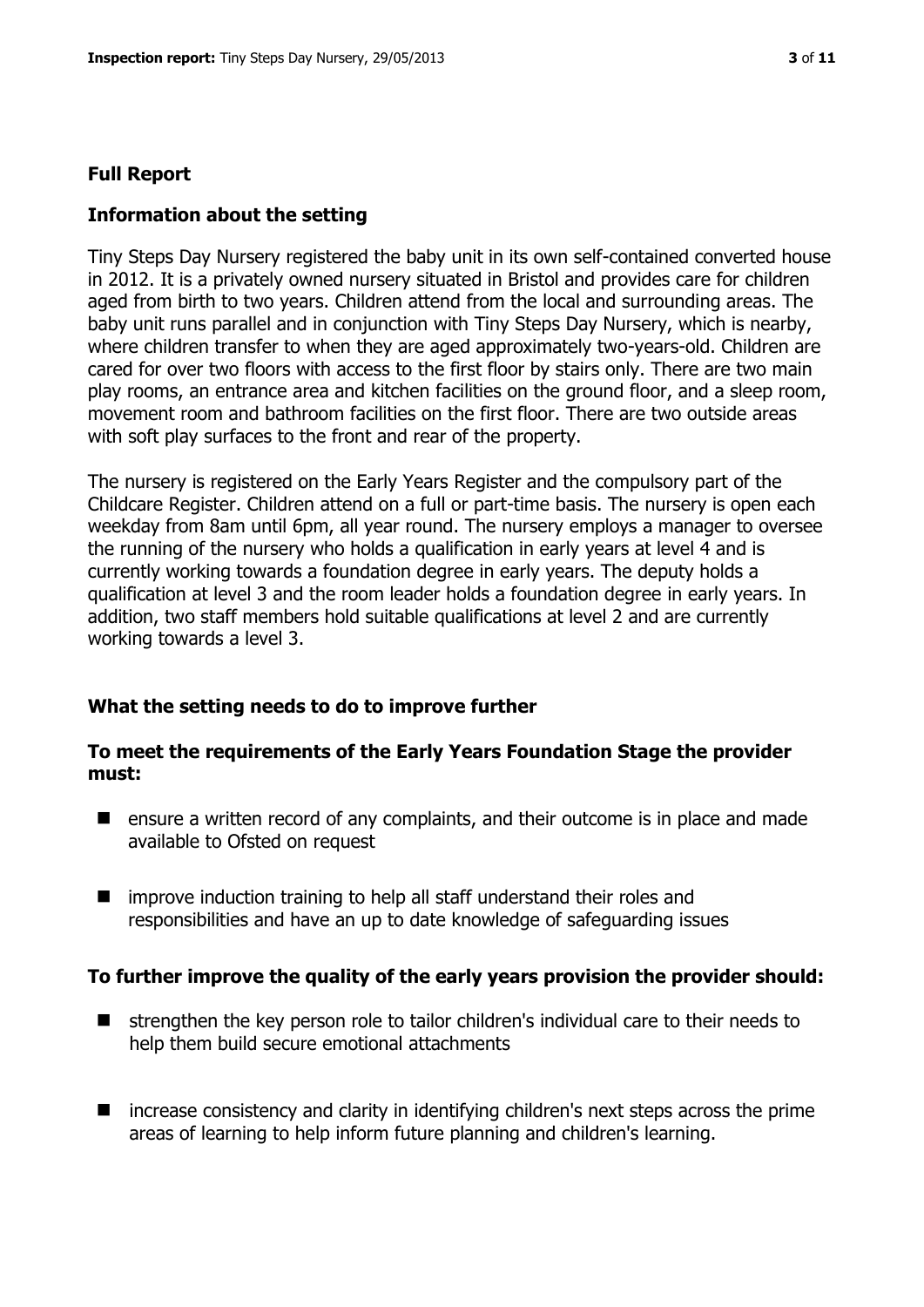## Full Report

### Information about the setting

Tiny Steps Day Nursery registered the baby unit in its own self-contained converted house in 2012. It is a privately owned nursery situated in Bristol and provides care for children aged from birth to two years. Children attend from the local and surrounding areas. The baby unit runs parallel and in conjunction with Tiny Steps Day Nursery, which is nearby, where children transfer to when they are aged approximately two-years-old. Children are cared for over two floors with access to the first floor by stairs only. There are two main play rooms, an entrance area and kitchen facilities on the ground floor, and a sleep room, movement room and bathroom facilities on the first floor. There are two outside areas with soft play surfaces to the front and rear of the property.

The nursery is registered on the Early Years Register and the compulsory part of the Childcare Register. Children attend on a full or part-time basis. The nursery is open each weekday from 8am until 6pm, all year round. The nursery employs a manager to oversee the running of the nursery who holds a qualification in early years at level 4 and is currently working towards a foundation degree in early years. The deputy holds a qualification at level 3 and the room leader holds a foundation degree in early years. In addition, two staff members hold suitable qualifications at level 2 and are currently working towards a level 3.

### What the setting needs to do to improve further

#### To meet the requirements of the Early Years Foundation Stage the provider must:

- ensure a written record of any complaints, and their outcome is in place and made available to Ofsted on request
- improve induction training to help all staff understand their roles and responsibilities and have an up to date knowledge of safeguarding issues

#### To further improve the quality of the early years provision the provider should:

- strengthen the key person role to tailor children's individual care to their needs to help them build secure emotional attachments
- increase consistency and clarity in identifying children's next steps across the prime areas of learning to help inform future planning and children's learning.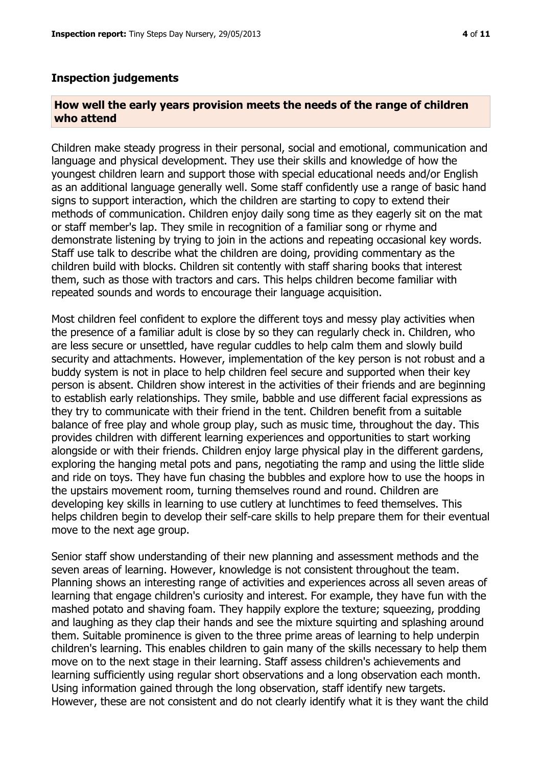## Inspection judgements

### How well the early years provision meets the needs of the range of children who attend

Children make steady progress in their personal, social and emotional, communication and language and physical development. They use their skills and knowledge of how the youngest children learn and support those with special educational needs and/or English as an additional language generally well. Some staff confidently use a range of basic hand signs to support interaction, which the children are starting to copy to extend their methods of communication. Children enjoy daily song time as they eagerly sit on the mat or staff member's lap. They smile in recognition of a familiar song or rhyme and demonstrate listening by trying to join in the actions and repeating occasional key words. Staff use talk to describe what the children are doing, providing commentary as the children build with blocks. Children sit contently with staff sharing books that interest them, such as those with tractors and cars. This helps children become familiar with repeated sounds and words to encourage their language acquisition.

Most children feel confident to explore the different toys and messy play activities when the presence of a familiar adult is close by so they can regularly check in. Children, who are less secure or unsettled, have regular cuddles to help calm them and slowly build security and attachments. However, implementation of the key person is not robust and a buddy system is not in place to help children feel secure and supported when their key person is absent. Children show interest in the activities of their friends and are beginning to establish early relationships. They smile, babble and use different facial expressions as they try to communicate with their friend in the tent. Children benefit from a suitable balance of free play and whole group play, such as music time, throughout the day. This provides children with different learning experiences and opportunities to start working alongside or with their friends. Children enjoy large physical play in the different gardens, exploring the hanging metal pots and pans, negotiating the ramp and using the little slide and ride on toys. They have fun chasing the bubbles and explore how to use the hoops in the upstairs movement room, turning themselves round and round. Children are developing key skills in learning to use cutlery at lunchtimes to feed themselves. This helps children begin to develop their self-care skills to help prepare them for their eventual move to the next age group.

Senior staff show understanding of their new planning and assessment methods and the seven areas of learning. However, knowledge is not consistent throughout the team. Planning shows an interesting range of activities and experiences across all seven areas of learning that engage children's curiosity and interest. For example, they have fun with the mashed potato and shaving foam. They happily explore the texture; squeezing, prodding and laughing as they clap their hands and see the mixture squirting and splashing around them. Suitable prominence is given to the three prime areas of learning to help underpin children's learning. This enables children to gain many of the skills necessary to help them move on to the next stage in their learning. Staff assess children's achievements and learning sufficiently using regular short observations and a long observation each month. Using information gained through the long observation, staff identify new targets. However, these are not consistent and do not clearly identify what it is they want the child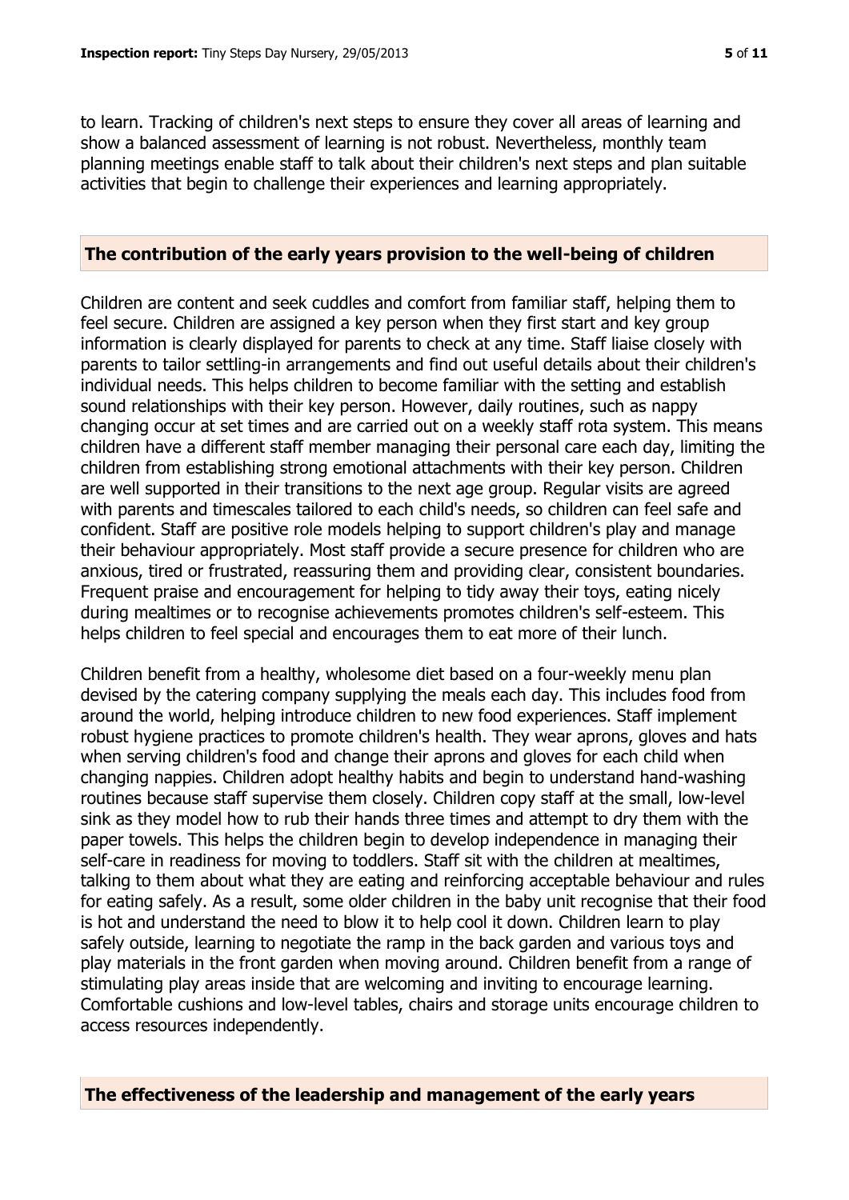to learn. Tracking of children's next steps to ensure they cover all areas of learning and show a balanced assessment of learning is not robust. Nevertheless, monthly team planning meetings enable staff to talk about their children's next steps and plan suitable activities that begin to challenge their experiences and learning appropriately.

## The contribution of the early years provision to the well-being of children

Children are content and seek cuddles and comfort from familiar staff, helping them to feel secure. Children are assigned a key person when they first start and key group information is clearly displayed for parents to check at any time. Staff liaise closely with parents to tailor settling-in arrangements and find out useful details about their children's individual needs. This helps children to become familiar with the setting and establish sound relationships with their key person. However, daily routines, such as nappy changing occur at set times and are carried out on a weekly staff rota system. This means children have a different staff member managing their personal care each day, limiting the children from establishing strong emotional attachments with their key person. Children are well supported in their transitions to the next age group. Regular visits are agreed with parents and timescales tailored to each child's needs, so children can feel safe and confident. Staff are positive role models helping to support children's play and manage their behaviour appropriately. Most staff provide a secure presence for children who are anxious, tired or frustrated, reassuring them and providing clear, consistent boundaries. Frequent praise and encouragement for helping to tidy away their toys, eating nicely during mealtimes or to recognise achievements promotes children's self-esteem. This helps children to feel special and encourages them to eat more of their lunch.

Children benefit from a healthy, wholesome diet based on a four-weekly menu plan devised by the catering company supplying the meals each day. This includes food from around the world, helping introduce children to new food experiences. Staff implement robust hygiene practices to promote children's health. They wear aprons, gloves and hats when serving children's food and change their aprons and gloves for each child when changing nappies. Children adopt healthy habits and begin to understand hand-washing routines because staff supervise them closely. Children copy staff at the small, low-level sink as they model how to rub their hands three times and attempt to dry them with the paper towels. This helps the children begin to develop independence in managing their self-care in readiness for moving to toddlers. Staff sit with the children at mealtimes, talking to them about what they are eating and reinforcing acceptable behaviour and rules for eating safely. As a result, some older children in the baby unit recognise that their food is hot and understand the need to blow it to help cool it down. Children learn to play safely outside, learning to negotiate the ramp in the back garden and various toys and play materials in the front garden when moving around. Children benefit from a range of stimulating play areas inside that are welcoming and inviting to encourage learning. Comfortable cushions and low-level tables, chairs and storage units encourage children to access resources independently.

## The effectiveness of the leadership and management of the early years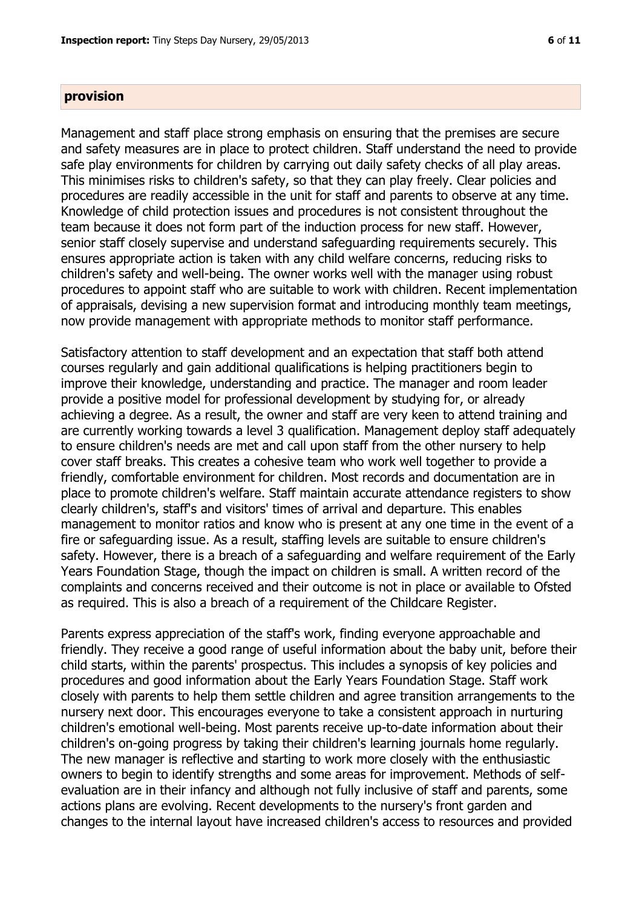## provision

Management and staff place strong emphasis on ensuring that the premises are secure and safety measures are in place to protect children. Staff understand the need to provide safe play environments for children by carrying out daily safety checks of all play areas. This minimises risks to children's safety, so that they can play freely. Clear policies and procedures are readily accessible in the unit for staff and parents to observe at any time. Knowledge of child protection issues and procedures is not consistent throughout the team because it does not form part of the induction process for new staff. However, senior staff closely supervise and understand safeguarding requirements securely. This ensures appropriate action is taken with any child welfare concerns, reducing risks to children's safety and well-being. The owner works well with the manager using robust procedures to appoint staff who are suitable to work with children. Recent implementation of appraisals, devising a new supervision format and introducing monthly team meetings, now provide management with appropriate methods to monitor staff performance.

Satisfactory attention to staff development and an expectation that staff both attend courses regularly and gain additional qualifications is helping practitioners begin to improve their knowledge, understanding and practice. The manager and room leader provide a positive model for professional development by studying for, or already achieving a degree. As a result, the owner and staff are very keen to attend training and are currently working towards a level 3 qualification. Management deploy staff adequately to ensure children's needs are met and call upon staff from the other nursery to help cover staff breaks. This creates a cohesive team who work well together to provide a friendly, comfortable environment for children. Most records and documentation are in place to promote children's welfare. Staff maintain accurate attendance registers to show clearly children's, staff's and visitors' times of arrival and departure. This enables management to monitor ratios and know who is present at any one time in the event of a fire or safeguarding issue. As a result, staffing levels are suitable to ensure children's safety. However, there is a breach of a safeguarding and welfare requirement of the Early Years Foundation Stage, though the impact on children is small. A written record of the complaints and concerns received and their outcome is not in place or available to Ofsted as required. This is also a breach of a requirement of the Childcare Register.

Parents express appreciation of the staff's work, finding everyone approachable and friendly. They receive a good range of useful information about the baby unit, before their child starts, within the parents' prospectus. This includes a synopsis of key policies and procedures and good information about the Early Years Foundation Stage. Staff work closely with parents to help them settle children and agree transition arrangements to the nursery next door. This encourages everyone to take a consistent approach in nurturing children's emotional well-being. Most parents receive up-to-date information about their children's on-going progress by taking their children's learning journals home regularly. The new manager is reflective and starting to work more closely with the enthusiastic owners to begin to identify strengths and some areas for improvement. Methods of self-evaluation are in their infancy and although not fully inclusive of staff and parents, some actions plans are evolving. Recent developments to the nursery's front garden and changes to the internal layout have increased children's access to resources and provided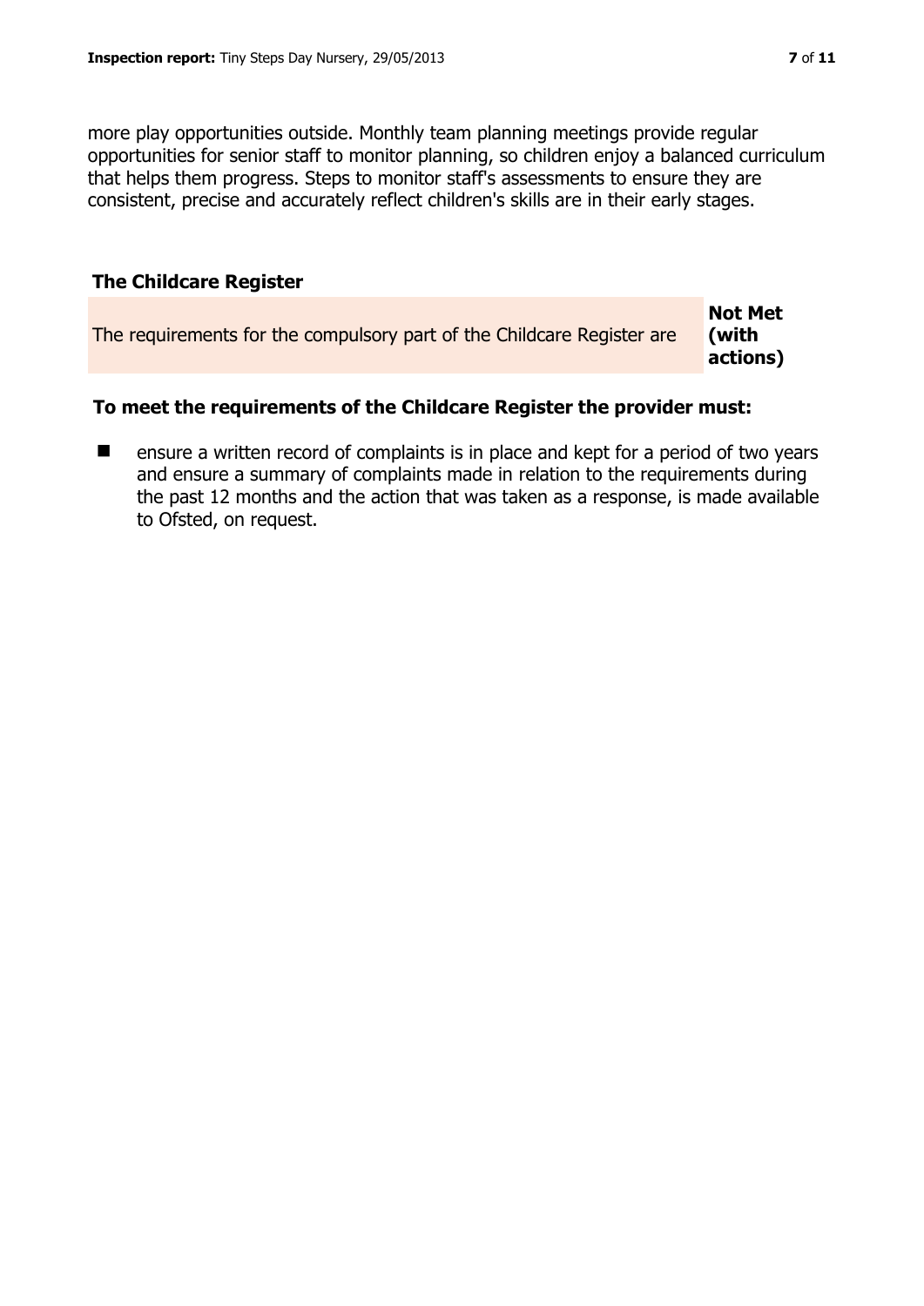more play opportunities outside. Monthly team planning meetings provide regular opportunities for senior staff to monitor planning, so children enjoy a balanced curriculum that helps them progress. Steps to monitor staff's assessments to ensure they are consistent, precise and accurately reflect children's skills are in their early stages.

## The Childcare Register

| The requirements for the compulsory part of the Childcare Register are | **Not Met (with actions)** |
|---|---|

### To meet the requirements of the Childcare Register the provider must:

- ensure a written record of complaints is in place and kept for a period of two years and ensure a summary of complaints made in relation to the requirements during the past 12 months and the action that was taken as a response, is made available to Ofsted, on request.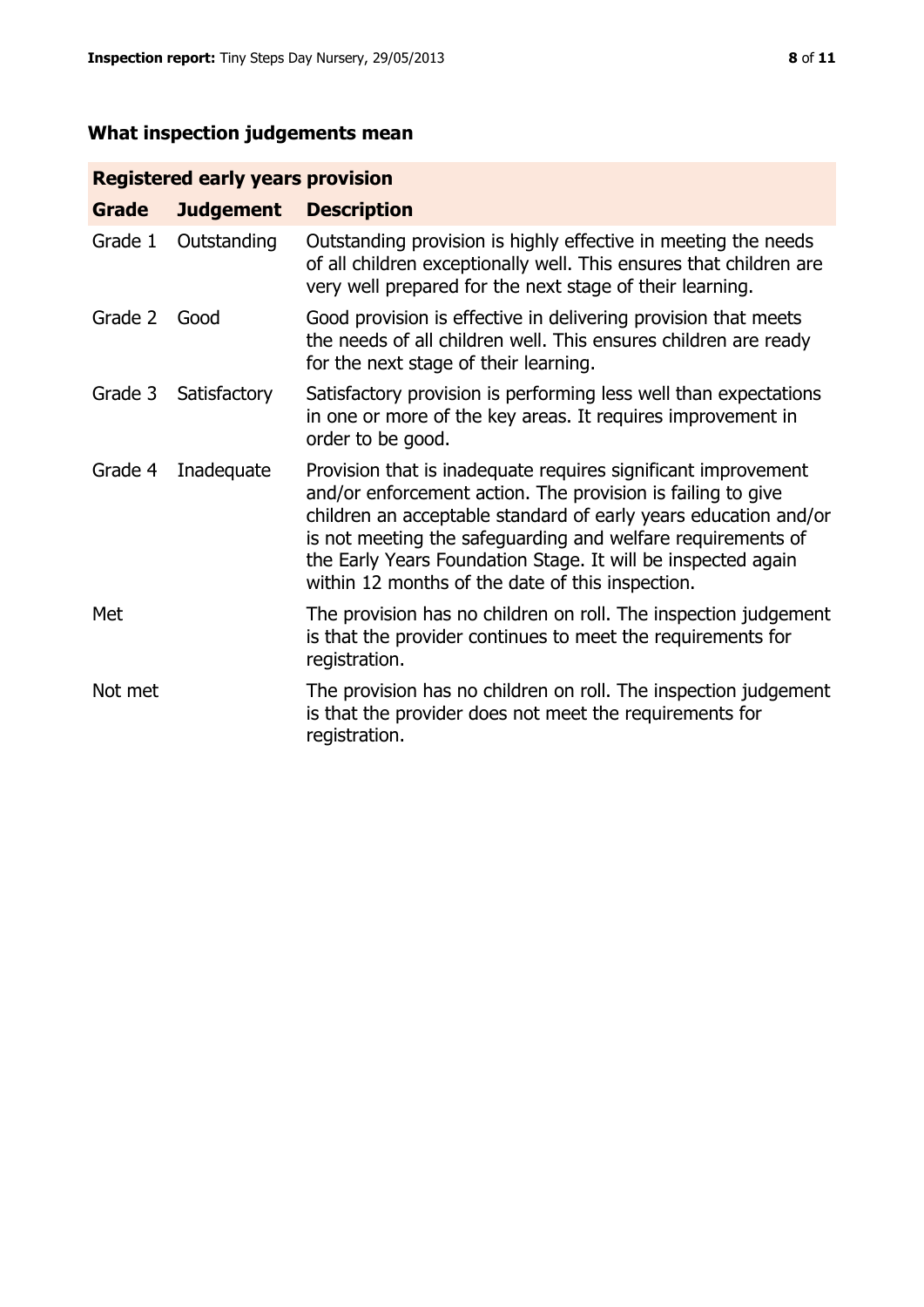## What inspection judgements mean

| Registered early years provision | | |
|---|---|---|
| **Grade** | **Judgement** | **Description** |
| Grade 1 | Outstanding | Outstanding provision is highly effective in meeting the needs of all children exceptionally well. This ensures that children are very well prepared for the next stage of their learning. |
| Grade 2 | Good | Good provision is effective in delivering provision that meets the needs of all children well. This ensures children are ready for the next stage of their learning. |
| Grade 3 | Satisfactory | Satisfactory provision is performing less well than expectations in one or more of the key areas. It requires improvement in order to be good. |
| Grade 4 | Inadequate | Provision that is inadequate requires significant improvement and/or enforcement action. The provision is failing to give children an acceptable standard of early years education and/or is not meeting the safeguarding and welfare requirements of the Early Years Foundation Stage. It will be inspected again within 12 months of the date of this inspection. |
| Met | | The provision has no children on roll. The inspection judgement is that the provider continues to meet the requirements for registration. |
| Not met | | The provision has no children on roll. The inspection judgement is that the provider does not meet the requirements for registration. |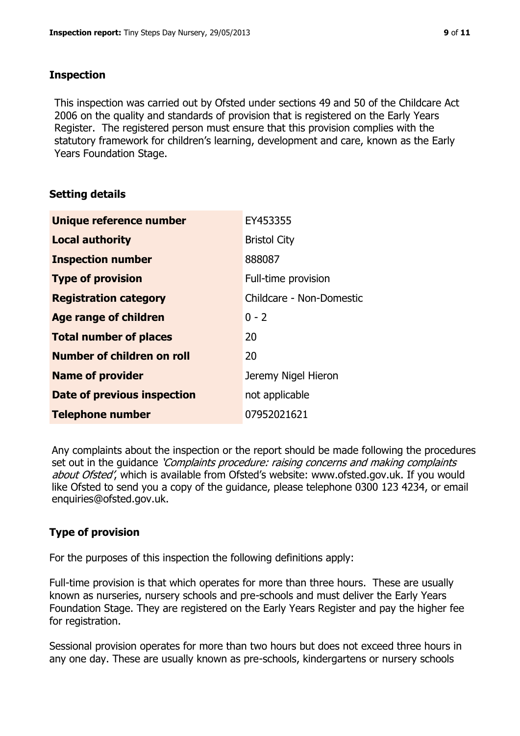## Inspection

This inspection was carried out by Ofsted under sections 49 and 50 of the Childcare Act 2006 on the quality and standards of provision that is registered on the Early Years Register. The registered person must ensure that this provision complies with the statutory framework for children's learning, development and care, known as the Early Years Foundation Stage.

## Setting details

| | |
|---|---|
| **Unique reference number** | EY453355 |
| **Local authority** | Bristol City |
| **Inspection number** | 888087 |
| **Type of provision** | Full-time provision |
| **Registration category** | Childcare - Non-Domestic |
| **Age range of children** | 0 - 2 |
| **Total number of places** | 20 |
| **Number of children on roll** | 20 |
| **Name of provider** | Jeremy Nigel Hieron |
| **Date of previous inspection** | not applicable |
| **Telephone number** | 07952021621 |

Any complaints about the inspection or the report should be made following the procedures set out in the guidance *'Complaints procedure: raising concerns and making complaints about Ofsted'*, which is available from Ofsted's website: www.ofsted.gov.uk. If you would like Ofsted to send you a copy of the guidance, please telephone 0300 123 4234, or email enquiries@ofsted.gov.uk.

## Type of provision

For the purposes of this inspection the following definitions apply:

Full-time provision is that which operates for more than three hours. These are usually known as nurseries, nursery schools and pre-schools and must deliver the Early Years Foundation Stage. They are registered on the Early Years Register and pay the higher fee for registration.

Sessional provision operates for more than two hours but does not exceed three hours in any one day. These are usually known as pre-schools, kindergartens or nursery schools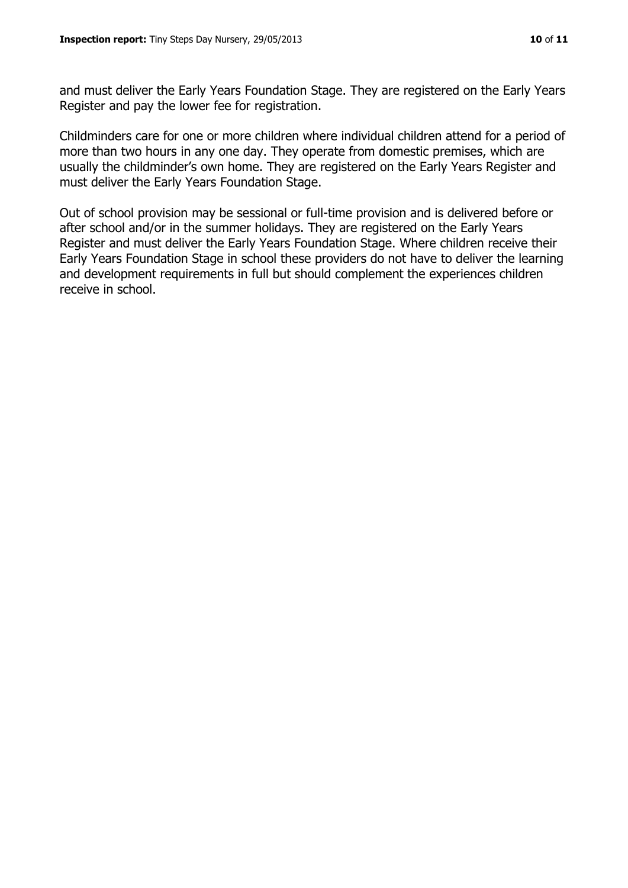and must deliver the Early Years Foundation Stage. They are registered on the Early Years Register and pay the lower fee for registration.

Childminders care for one or more children where individual children attend for a period of more than two hours in any one day. They operate from domestic premises, which are usually the childminder's own home. They are registered on the Early Years Register and must deliver the Early Years Foundation Stage.

Out of school provision may be sessional or full-time provision and is delivered before or after school and/or in the summer holidays. They are registered on the Early Years Register and must deliver the Early Years Foundation Stage. Where children receive their Early Years Foundation Stage in school these providers do not have to deliver the learning and development requirements in full but should complement the experiences children receive in school.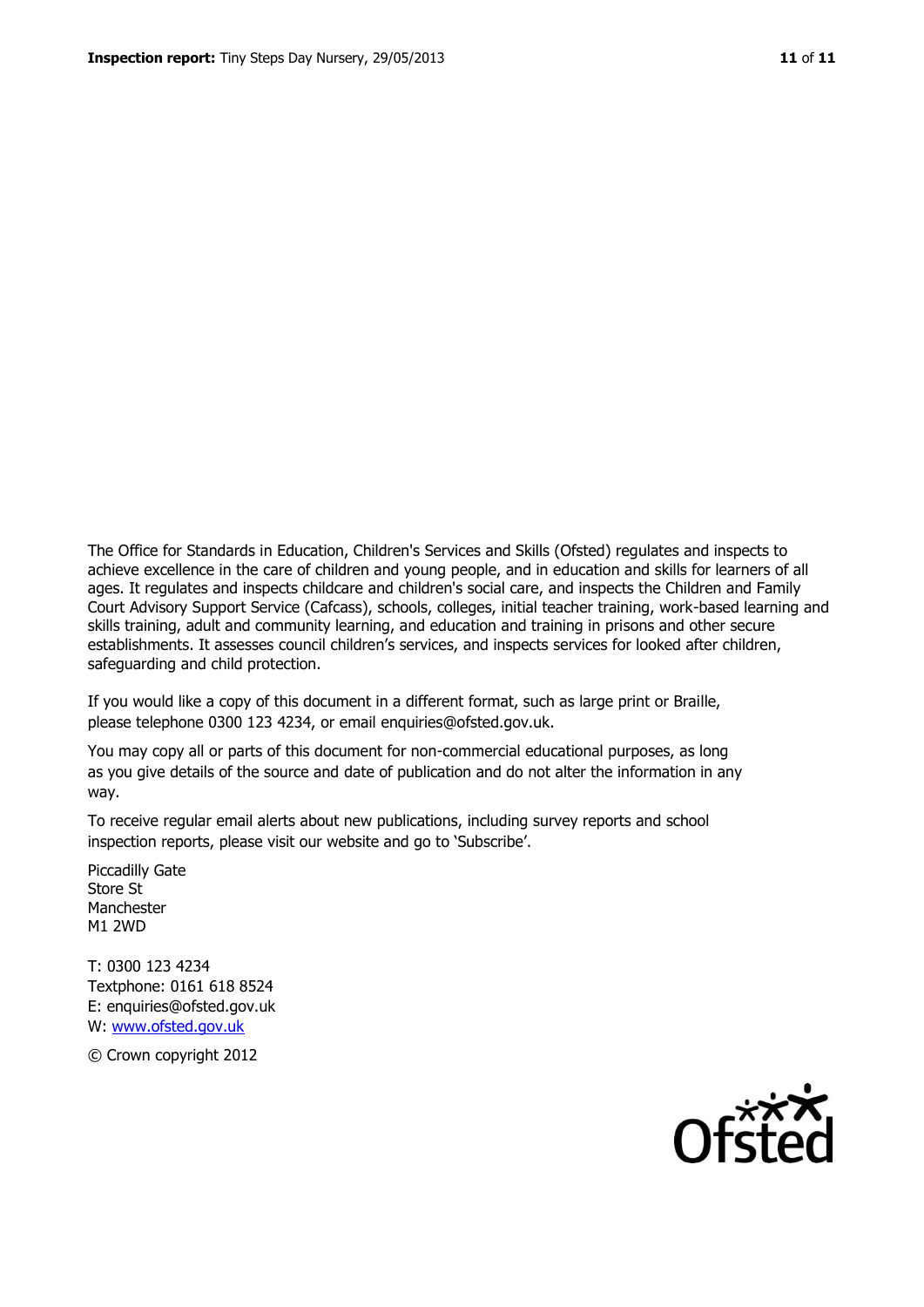The Office for Standards in Education, Children's Services and Skills (Ofsted) regulates and inspects to achieve excellence in the care of children and young people, and in education and skills for learners of all ages. It regulates and inspects childcare and children's social care, and inspects the Children and Family Court Advisory Support Service (Cafcass), schools, colleges, initial teacher training, work-based learning and skills training, adult and community learning, and education and training in prisons and other secure establishments. It assesses council children's services, and inspects services for looked after children, safeguarding and child protection.

If you would like a copy of this document in a different format, such as large print or Braille, please telephone 0300 123 4234, or email enquiries@ofsted.gov.uk.

You may copy all or parts of this document for non-commercial educational purposes, as long as you give details of the source and date of publication and do not alter the information in any way.

To receive regular email alerts about new publications, including survey reports and school inspection reports, please visit our website and go to 'Subscribe'.

Piccadilly Gate
Store St
Manchester
M1 2WD

T: 0300 123 4234
Textphone: 0161 618 8524
E: enquiries@ofsted.gov.uk
W: www.ofsted.gov.uk

© Crown copyright 2012

Ofsted